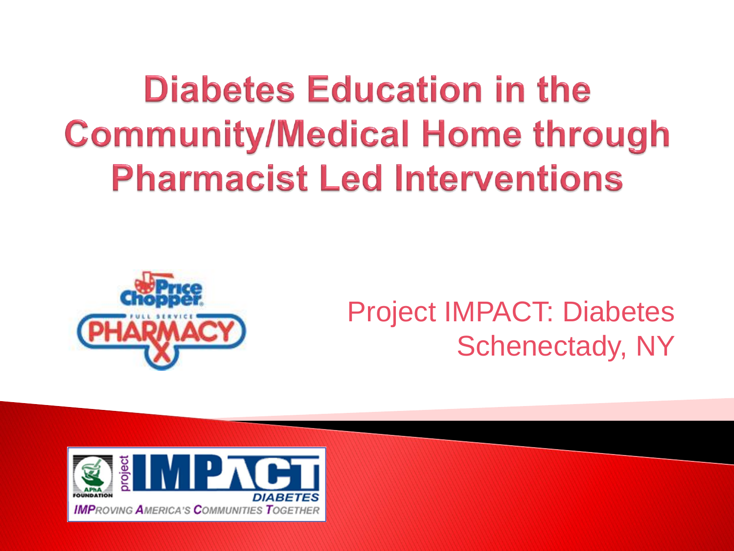# Diabetes Education in the Community/Medical Home through Pharmacist Led Interventions

Project IMPACT: Diabetes
Schenectady, NY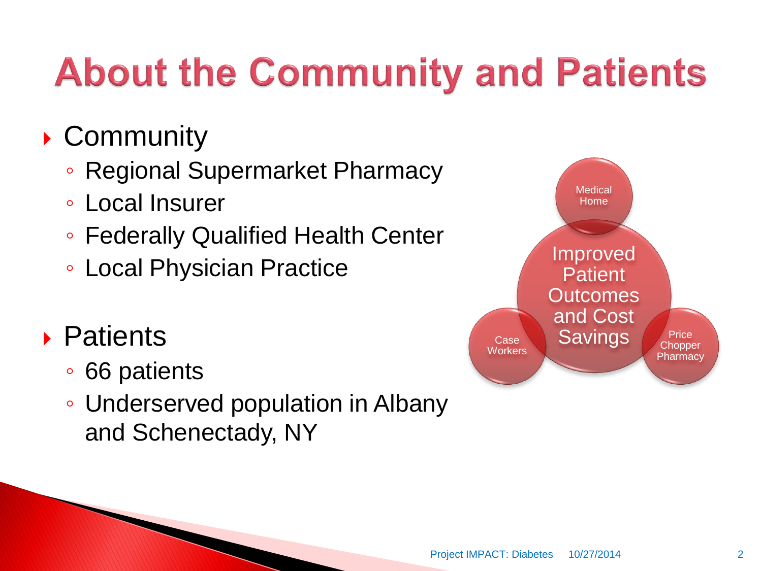# About the Community and Patients

- Community
  - Regional Supermarket Pharmacy
  - Local Insurer
  - Federally Qualified Health Center
  - Local Physician Practice
- Patients
  - 66 patients
  - Underserved population in Albany and Schenectady, NY

Medical Home

Improved Patient Outcomes and Cost Savings

Case Workers

Price Chopper Pharmacy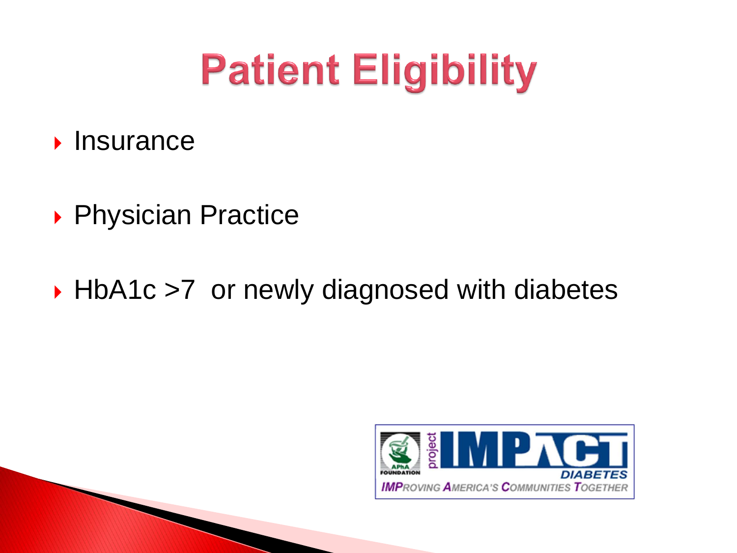# Patient Eligibility

- Insurance
- Physician Practice
- HbA1c >7 or newly diagnosed with diabetes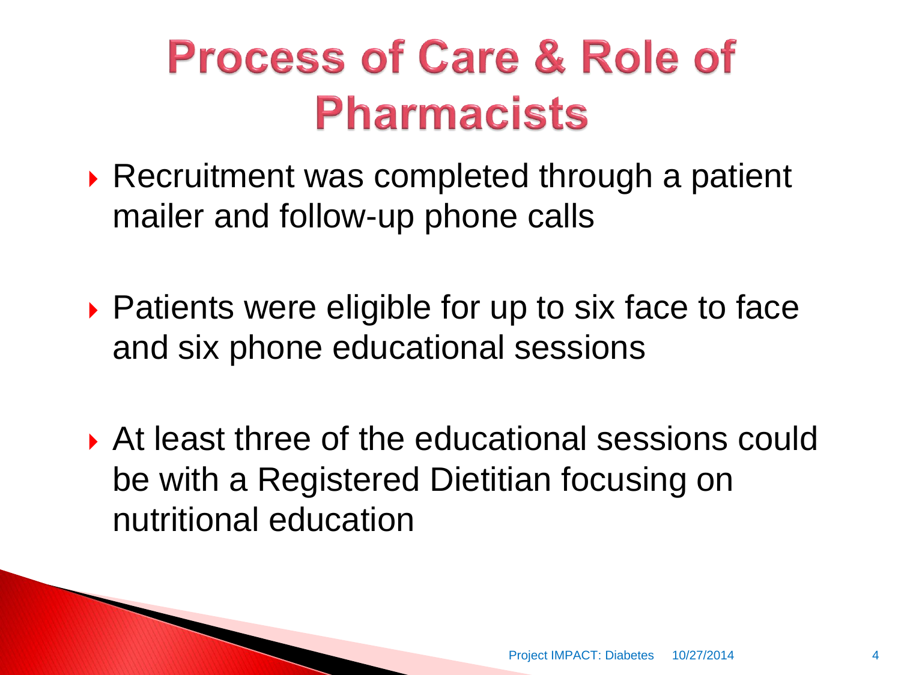# Process of Care & Role of Pharmacists

- Recruitment was completed through a patient mailer and follow-up phone calls
- Patients were eligible for up to six face to face and six phone educational sessions
- At least three of the educational sessions could be with a Registered Dietitian focusing on nutritional education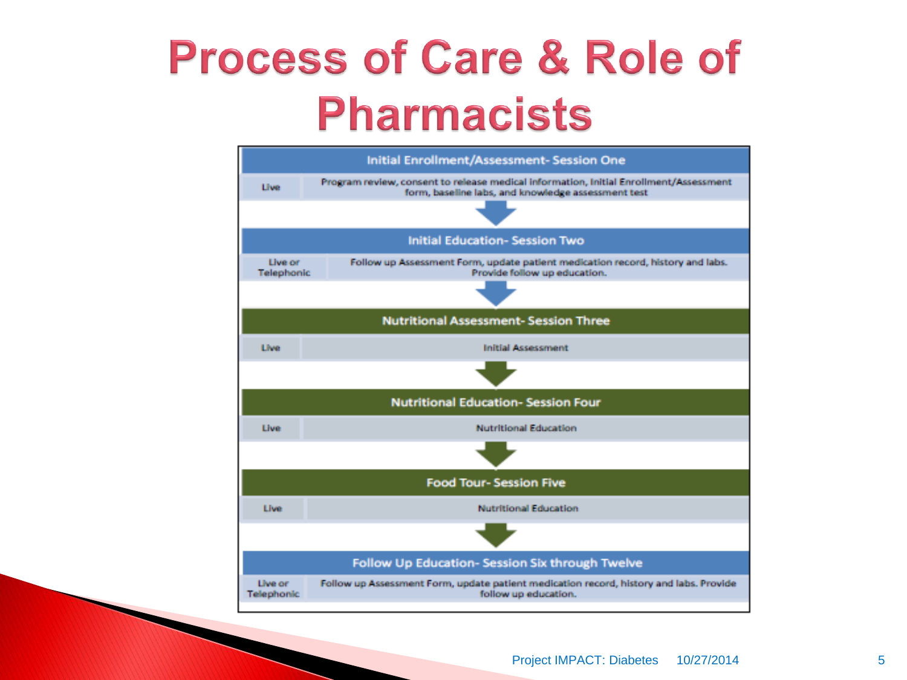# Process of Care & Role of Pharmacists

| Initial Enrollment/Assessment- Session One | |
|---|---|
| Live | Program review, consent to release medical information, Initial Enrollment/Assessment form, baseline labs, and knowledge assessment test |

| Initial Education- Session Two | |
|---|---|
| Live or Telephonic | Follow up Assessment Form, update patient medication record, history and labs. Provide follow up education. |

| Nutritional Assessment- Session Three | |
|---|---|
| Live | Initial Assessment |

| Nutritional Education- Session Four | |
|---|---|
| Live | Nutritional Education |

| Food Tour- Session Five | |
|---|---|
| Live | Nutritional Education |

| Follow Up Education- Session Six through Twelve | |
|---|---|
| Live or Telephonic | Follow up Assessment Form, update patient medication record, history and labs. Provide follow up education. |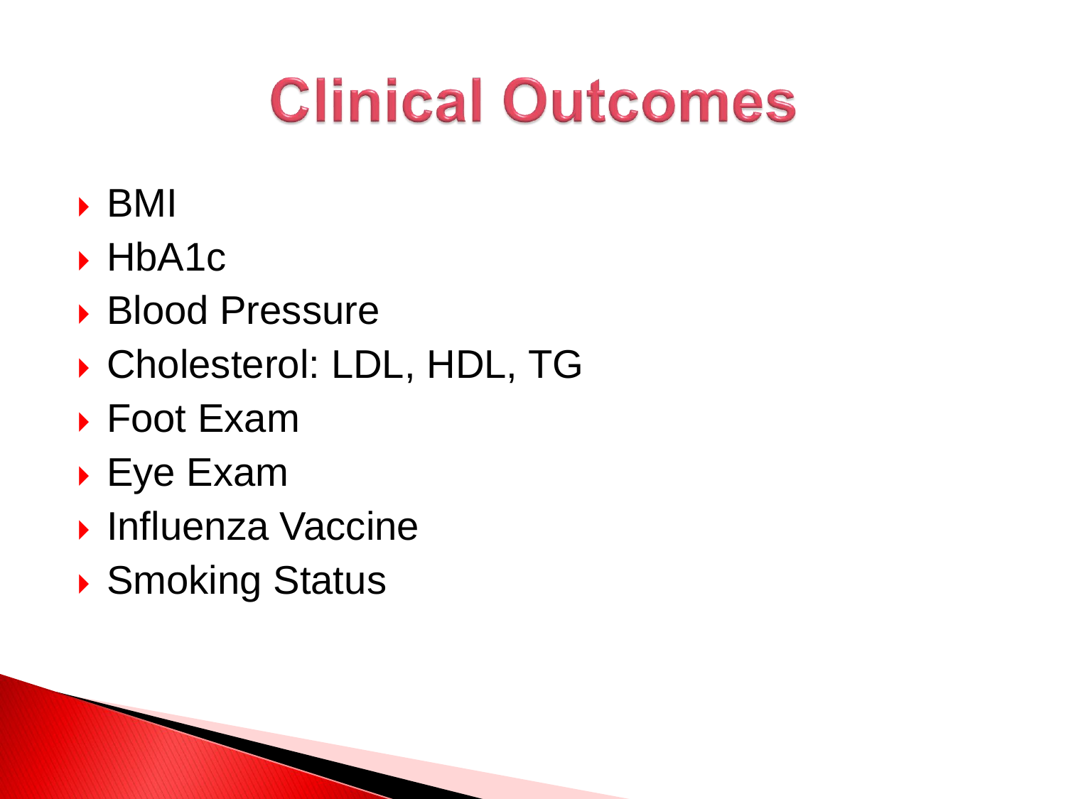# Clinical Outcomes

- BMI
- HbA1c
- Blood Pressure
- Cholesterol: LDL, HDL, TG
- Foot Exam
- Eye Exam
- Influenza Vaccine
- Smoking Status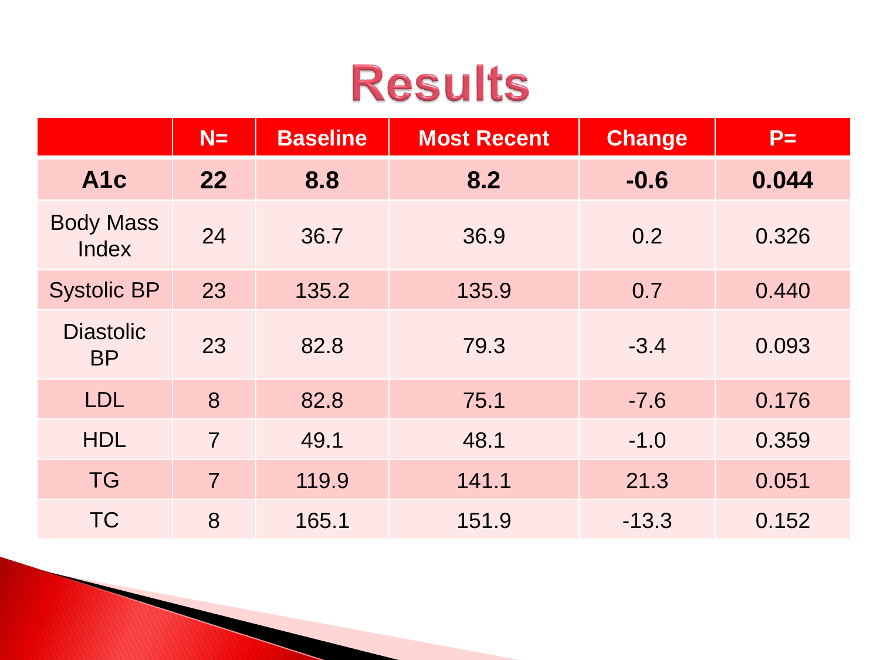# Results

| | N= | Baseline | Most Recent | Change | P= |
|---|---|---|---|---|---|
| **A1c** | **22** | **8.8** | **8.2** | **-0.6** | **0.044** |
| Body Mass Index | 24 | 36.7 | 36.9 | 0.2 | 0.326 |
| Systolic BP | 23 | 135.2 | 135.9 | 0.7 | 0.440 |
| Diastolic BP | 23 | 82.8 | 79.3 | -3.4 | 0.093 |
| LDL | 8 | 82.8 | 75.1 | -7.6 | 0.176 |
| HDL | 7 | 49.1 | 48.1 | -1.0 | 0.359 |
| TG | 7 | 119.9 | 141.1 | 21.3 | 0.051 |
| TC | 8 | 165.1 | 151.9 | -13.3 | 0.152 |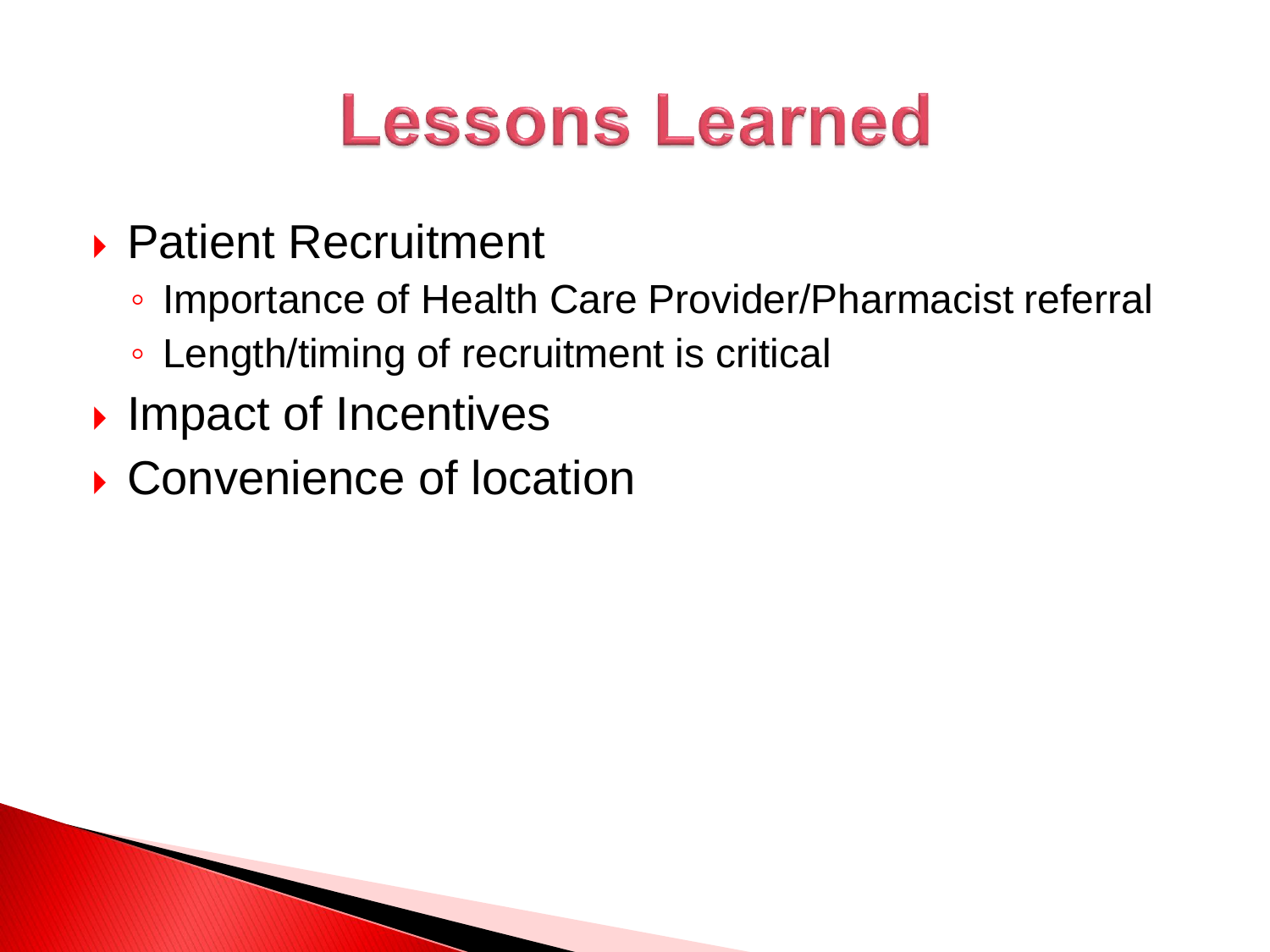# Lessons Learned

- Patient Recruitment
  - Importance of Health Care Provider/Pharmacist referral
  - Length/timing of recruitment is critical
- Impact of Incentives
- Convenience of location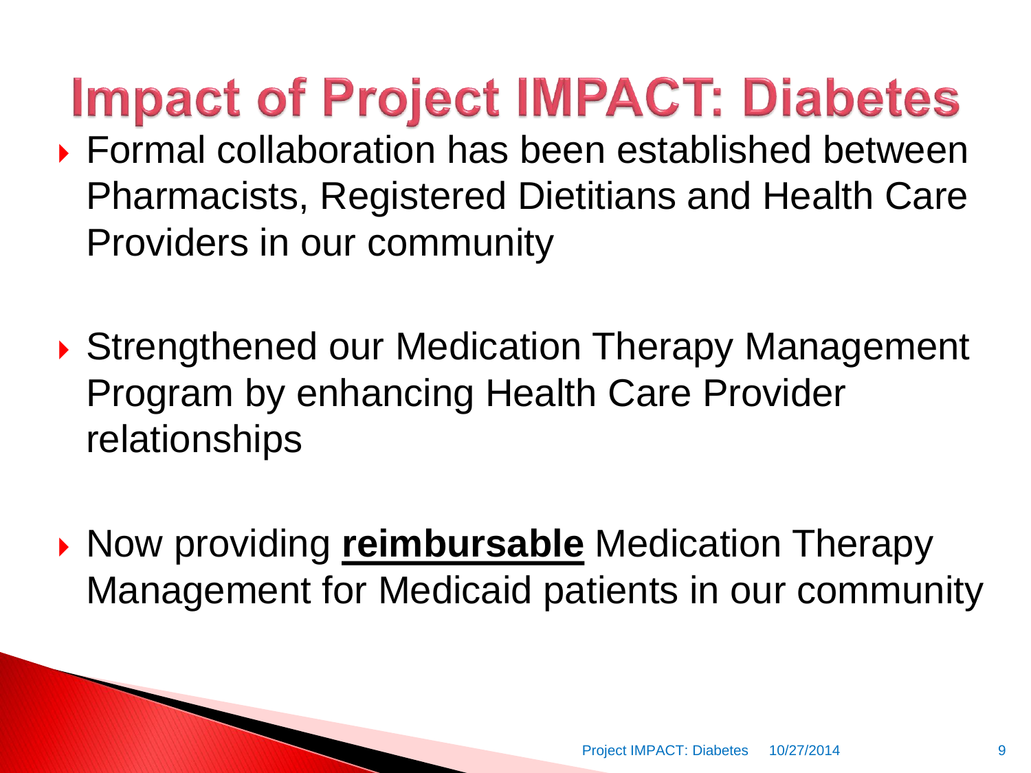# Impact of Project IMPACT: Diabetes

- Formal collaboration has been established between Pharmacists, Registered Dietitians and Health Care Providers in our community

- Strengthened our Medication Therapy Management Program by enhancing Health Care Provider relationships

- Now providing **reimbursable** Medication Therapy Management for Medicaid patients in our community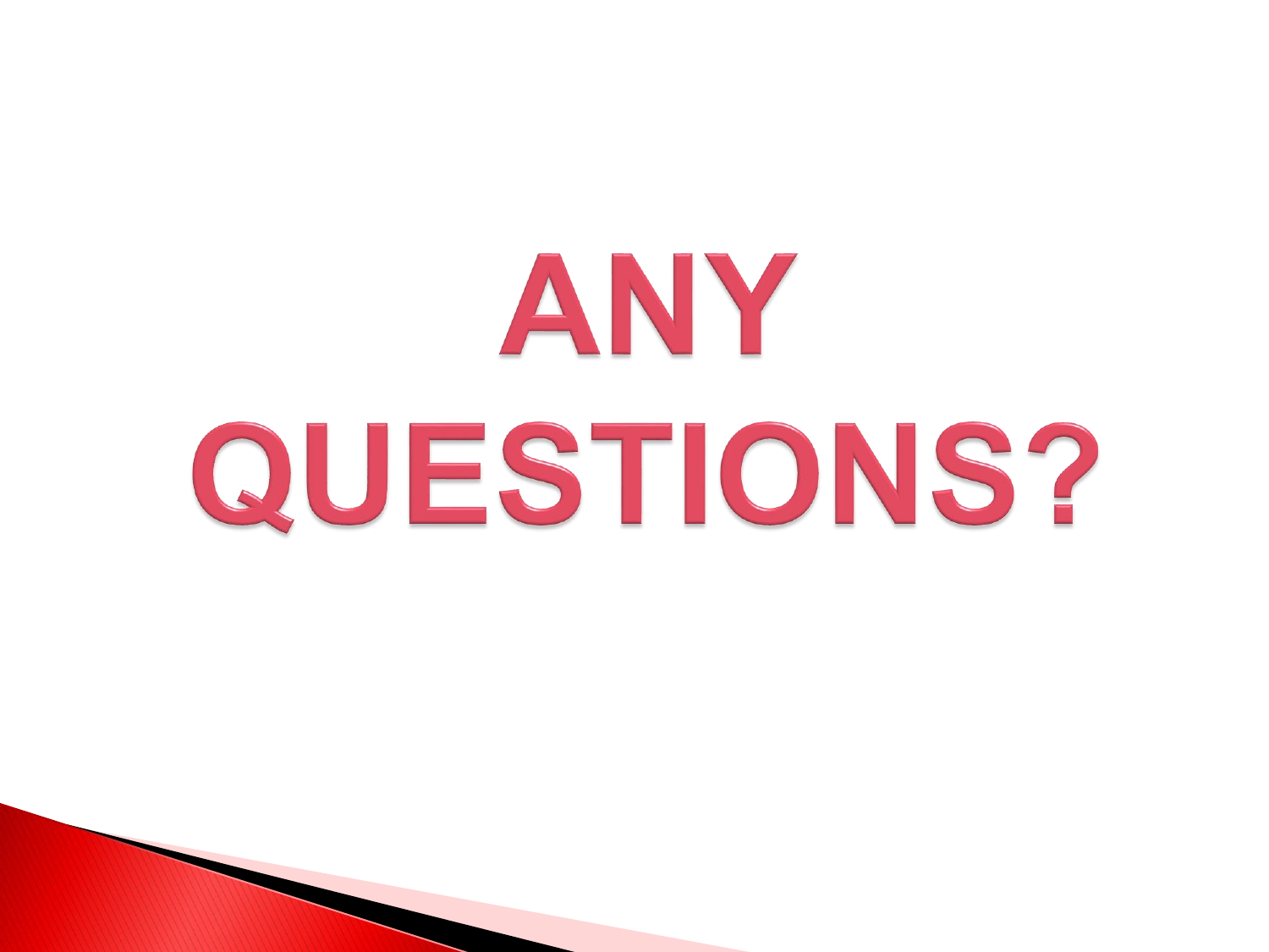# ANY QUESTIONS?